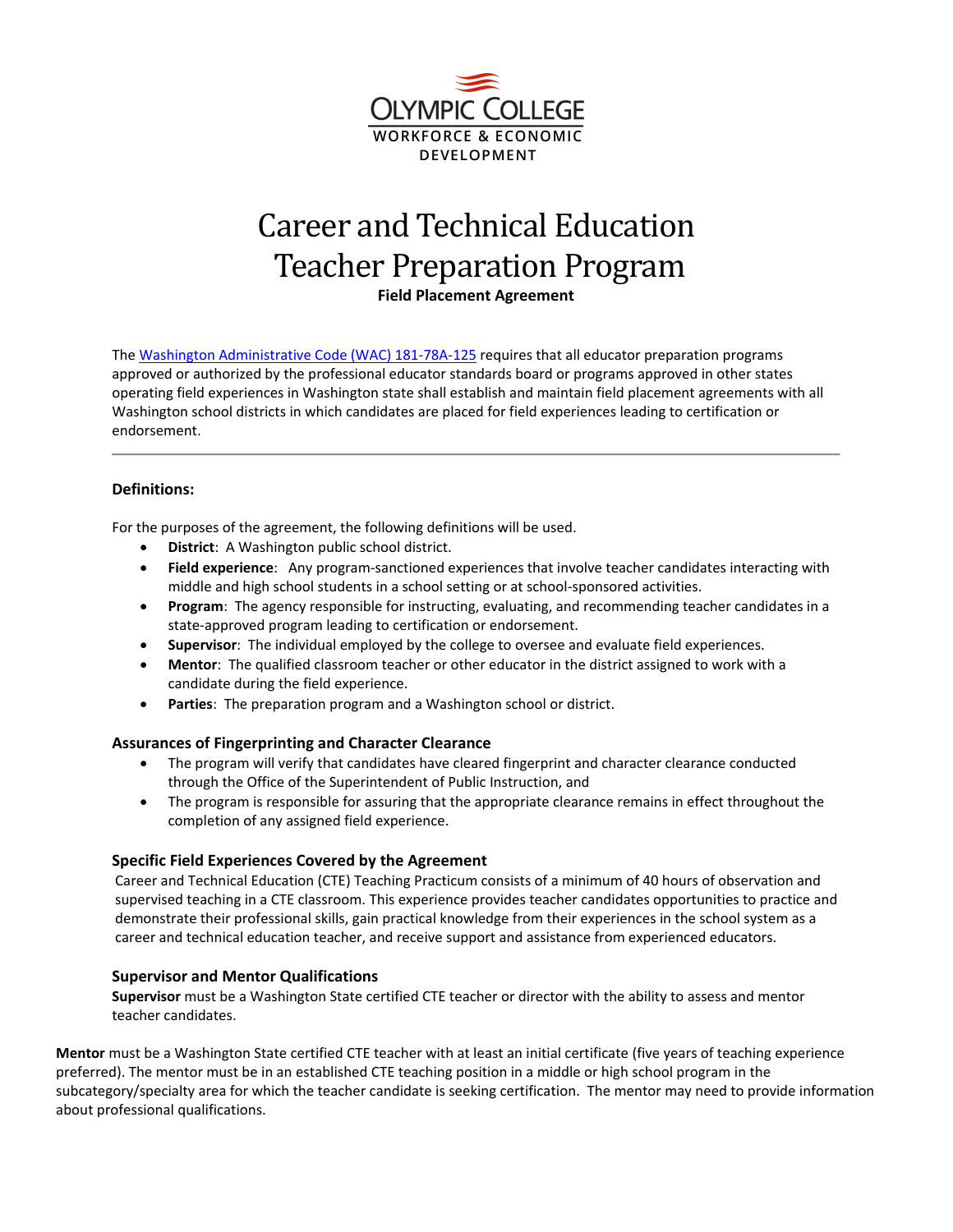OLYMPIC COLLEGE
WORKFORCE & ECONOMIC DEVELOPMENT

# Career and Technical Education Teacher Preparation Program

**Field Placement Agreement**

The [Washington Administrative Code (WAC) 181-78A-125](Washington Administrative Code (WAC) 181-78A-125) requires that all educator preparation programs approved or authorized by the professional educator standards board or programs approved in other states operating field experiences in Washington state shall establish and maintain field placement agreements with all Washington school districts in which candidates are placed for field experiences leading to certification or endorsement.

---

### Definitions:

For the purposes of the agreement, the following definitions will be used.

- **District**: A Washington public school district.
- **Field experience**: Any program-sanctioned experiences that involve teacher candidates interacting with middle and high school students in a school setting or at school-sponsored activities.
- **Program**: The agency responsible for instructing, evaluating, and recommending teacher candidates in a state-approved program leading to certification or endorsement.
- **Supervisor**: The individual employed by the college to oversee and evaluate field experiences.
- **Mentor**: The qualified classroom teacher or other educator in the district assigned to work with a candidate during the field experience.
- **Parties**: The preparation program and a Washington school or district.

### Assurances of Fingerprinting and Character Clearance

- The program will verify that candidates have cleared fingerprint and character clearance conducted through the Office of the Superintendent of Public Instruction, and
- The program is responsible for assuring that the appropriate clearance remains in effect throughout the completion of any assigned field experience.

### Specific Field Experiences Covered by the Agreement

Career and Technical Education (CTE) Teaching Practicum consists of a minimum of 40 hours of observation and supervised teaching in a CTE classroom. This experience provides teacher candidates opportunities to practice and demonstrate their professional skills, gain practical knowledge from their experiences in the school system as a career and technical education teacher, and receive support and assistance from experienced educators.

### Supervisor and Mentor Qualifications

**Supervisor** must be a Washington State certified CTE teacher or director with the ability to assess and mentor teacher candidates.

**Mentor** must be a Washington State certified CTE teacher with at least an initial certificate (five years of teaching experience preferred). The mentor must be in an established CTE teaching position in a middle or high school program in the subcategory/specialty area for which the teacher candidate is seeking certification. The mentor may need to provide information about professional qualifications.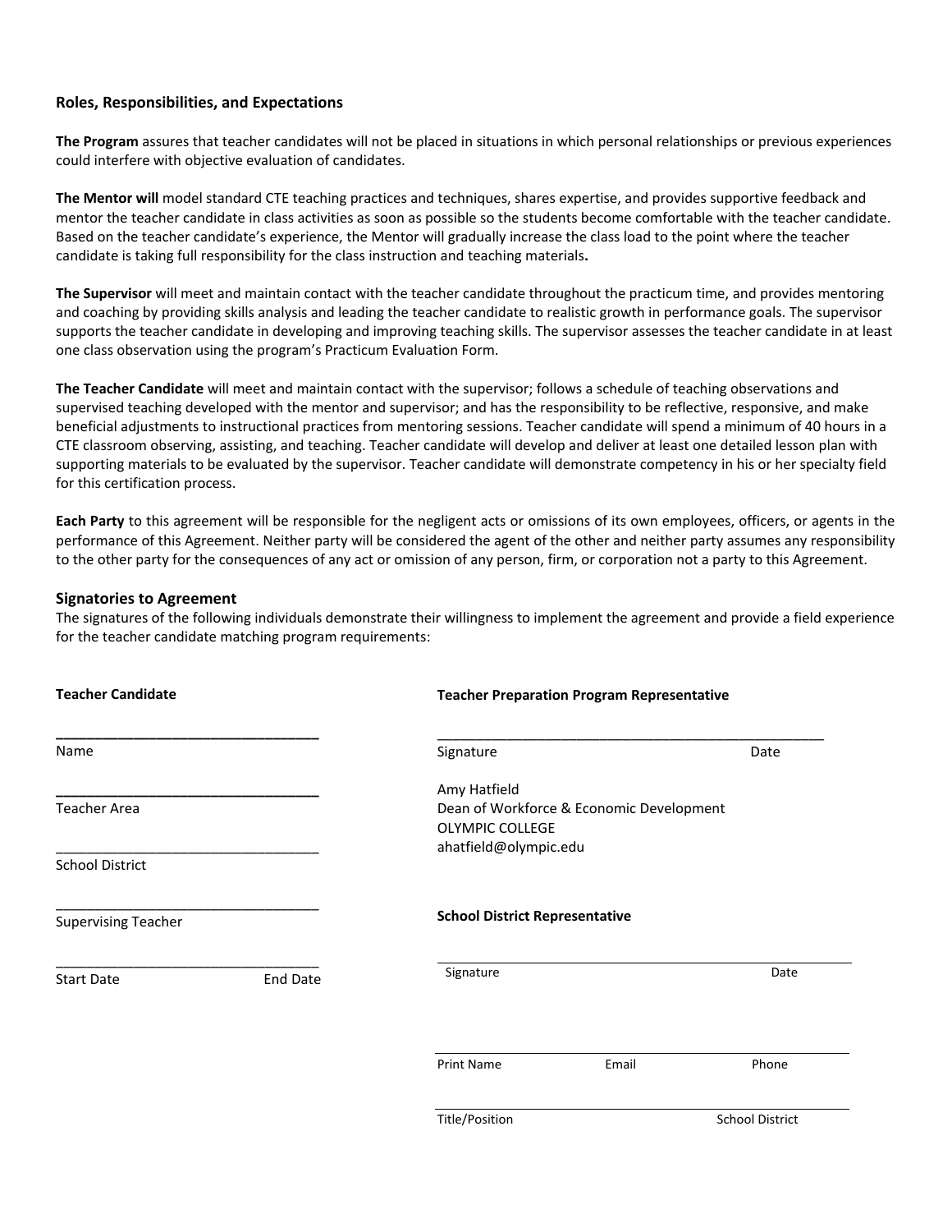### Roles, Responsibilities, and Expectations

**The Program** assures that teacher candidates will not be placed in situations in which personal relationships or previous experiences could interfere with objective evaluation of candidates.

**The Mentor will** model standard CTE teaching practices and techniques, shares expertise, and provides supportive feedback and mentor the teacher candidate in class activities as soon as possible so the students become comfortable with the teacher candidate. Based on the teacher candidate's experience, the Mentor will gradually increase the class load to the point where the teacher candidate is taking full responsibility for the class instruction and teaching materials**.**

**The Supervisor** will meet and maintain contact with the teacher candidate throughout the practicum time, and provides mentoring and coaching by providing skills analysis and leading the teacher candidate to realistic growth in performance goals. The supervisor supports the teacher candidate in developing and improving teaching skills. The supervisor assesses the teacher candidate in at least one class observation using the program's Practicum Evaluation Form.

**The Teacher Candidate** will meet and maintain contact with the supervisor; follows a schedule of teaching observations and supervised teaching developed with the mentor and supervisor; and has the responsibility to be reflective, responsive, and make beneficial adjustments to instructional practices from mentoring sessions. Teacher candidate will spend a minimum of 40 hours in a CTE classroom observing, assisting, and teaching. Teacher candidate will develop and deliver at least one detailed lesson plan with supporting materials to be evaluated by the supervisor. Teacher candidate will demonstrate competency in his or her specialty field for this certification process.

**Each Party** to this agreement will be responsible for the negligent acts or omissions of its own employees, officers, or agents in the performance of this Agreement. Neither party will be considered the agent of the other and neither party assumes any responsibility to the other party for the consequences of any act or omission of any person, firm, or corporation not a party to this Agreement.

### Signatories to Agreement

The signatures of the following individuals demonstrate their willingness to implement the agreement and provide a field experience for the teacher candidate matching program requirements:

**Teacher Candidate**

\_\_\_\_\_\_\_\_\_\_\_\_\_\_\_\_\_\_\_\_\_\_\_\_\_\_\_\_\_\_\_\_\_\_
Name

\_\_\_\_\_\_\_\_\_\_\_\_\_\_\_\_\_\_\_\_\_\_\_\_\_\_\_\_\_\_\_\_\_\_
Teacher Area

\_\_\_\_\_\_\_\_\_\_\_\_\_\_\_\_\_\_\_\_\_\_\_\_\_\_\_\_\_\_\_\_\_\_
School District

\_\_\_\_\_\_\_\_\_\_\_\_\_\_\_\_\_\_\_\_\_\_\_\_\_\_\_\_\_\_\_\_\_\_
Supervising Teacher

\_\_\_\_\_\_\_\_\_\_\_\_\_\_\_\_\_\_\_\_\_\_\_\_\_\_\_\_\_\_\_\_\_\_
Start Date End Date

**Teacher Preparation Program Representative**

\_\_\_\_\_\_\_\_\_\_\_\_\_\_\_\_\_\_\_\_\_\_\_\_\_\_\_\_\_\_\_\_\_\_\_\_\_\_\_\_\_\_\_\_\_\_\_\_
Signature Date

Amy Hatfield
Dean of Workforce & Economic Development
OLYMPIC COLLEGE
ahatfield@olympic.edu

**School District Representative**

\_\_\_\_\_\_\_\_\_\_\_\_\_\_\_\_\_\_\_\_\_\_\_\_\_\_\_\_\_\_\_\_\_\_\_\_\_\_\_\_\_\_\_\_\_\_\_\_
Signature Date

\_\_\_\_\_\_\_\_\_\_\_\_\_\_\_\_\_\_\_\_\_\_\_\_\_\_\_\_\_\_\_\_\_\_\_\_\_\_\_\_\_\_\_\_\_\_\_\_
Print Name Email Phone

\_\_\_\_\_\_\_\_\_\_\_\_\_\_\_\_\_\_\_\_\_\_\_\_\_\_\_\_\_\_\_\_\_\_\_\_\_\_\_\_\_\_\_\_\_\_\_\_
Title/Position School District